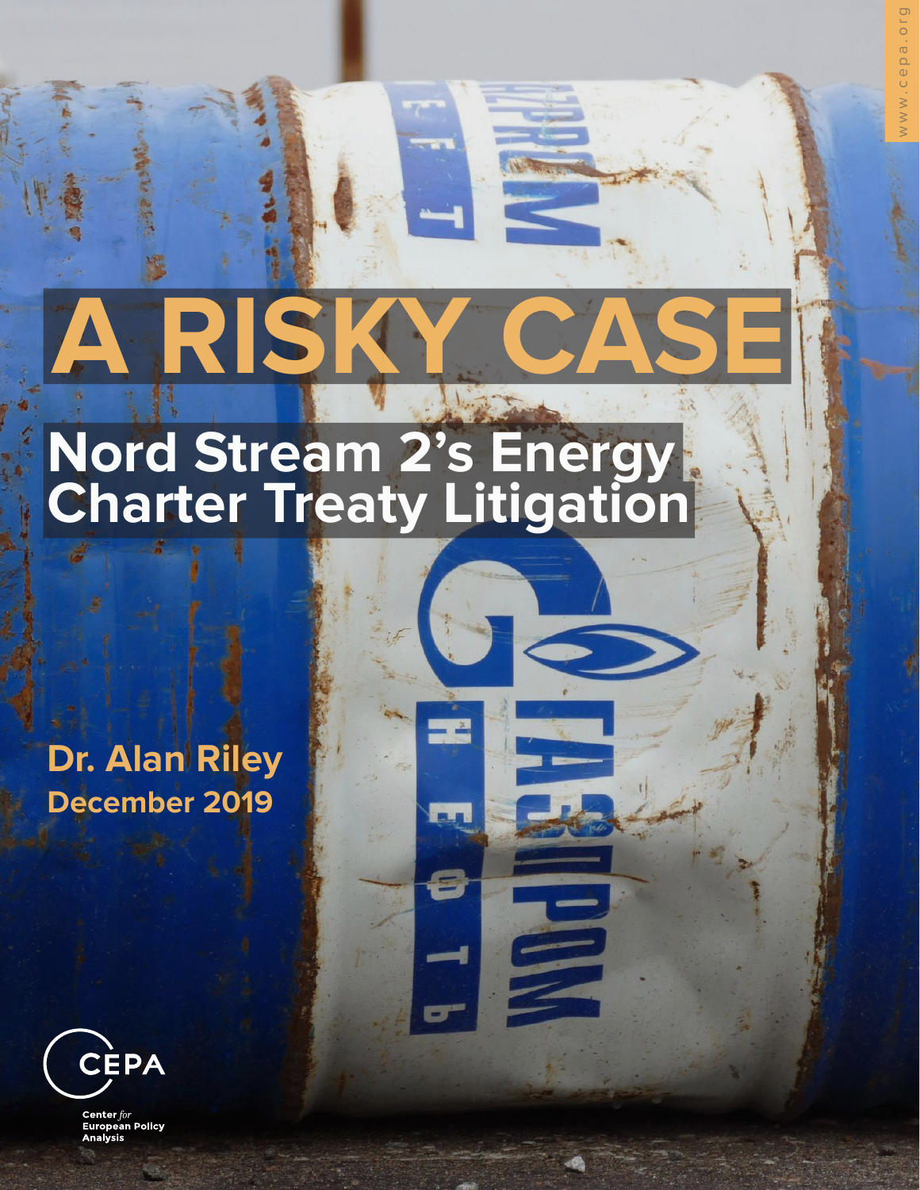# A RISKY CASE

## Nord Stream 2's Energy Charter Treaty Litigation

**Dr. Alan Riley**

**December 2019**

CEPA

Center *for* European Policy Analysis

www.cepa.org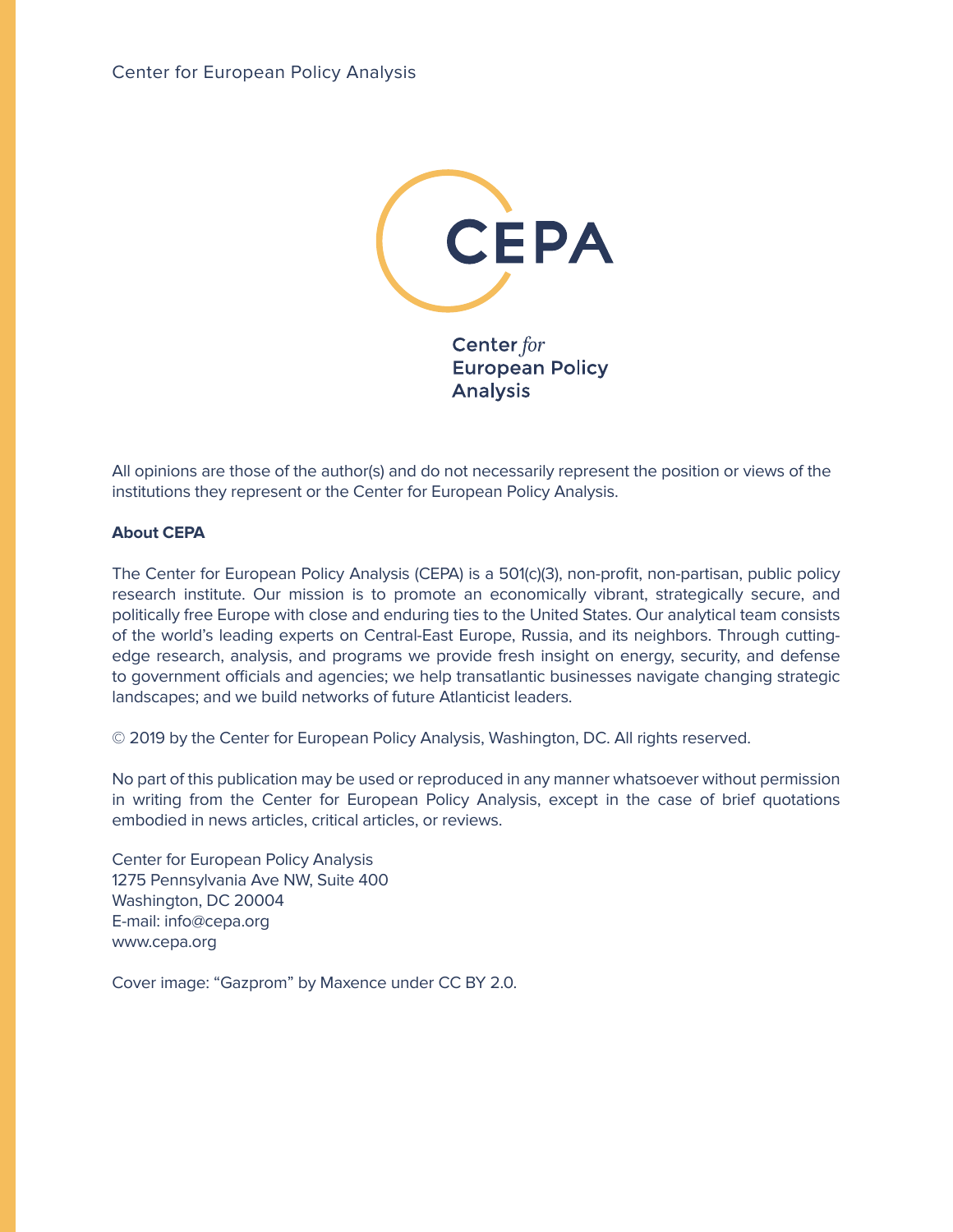Center for European Policy Analysis

CEPA

Center *for* European Policy Analysis

All opinions are those of the author(s) and do not necessarily represent the position or views of the institutions they represent or the Center for European Policy Analysis.

**About CEPA**

The Center for European Policy Analysis (CEPA) is a 501(c)(3), non-profit, non-partisan, public policy research institute. Our mission is to promote an economically vibrant, strategically secure, and politically free Europe with close and enduring ties to the United States. Our analytical team consists of the world's leading experts on Central-East Europe, Russia, and its neighbors. Through cutting-edge research, analysis, and programs we provide fresh insight on energy, security, and defense to government officials and agencies; we help transatlantic businesses navigate changing strategic landscapes; and we build networks of future Atlanticist leaders.

© 2019 by the Center for European Policy Analysis, Washington, DC. All rights reserved.

No part of this publication may be used or reproduced in any manner whatsoever without permission in writing from the Center for European Policy Analysis, except in the case of brief quotations embodied in news articles, critical articles, or reviews.

Center for European Policy Analysis
1275 Pennsylvania Ave NW, Suite 400
Washington, DC 20004
E-mail: info@cepa.org
www.cepa.org

Cover image: "Gazprom" by Maxence under CC BY 2.0.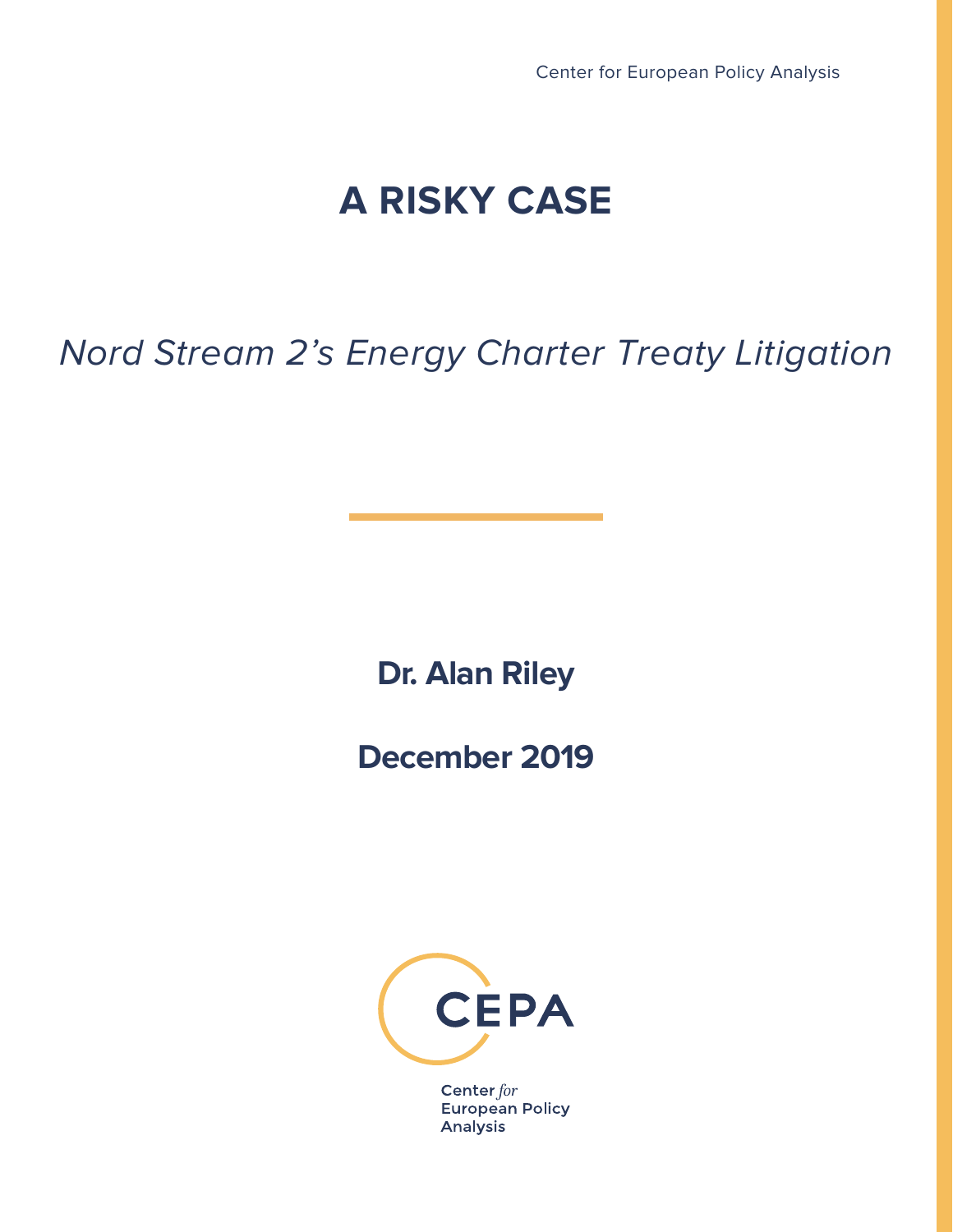# A RISKY CASE

*Nord Stream 2's Energy Charter Treaty Litigation*

**Dr. Alan Riley**

**December 2019**

Center *for* European Policy Analysis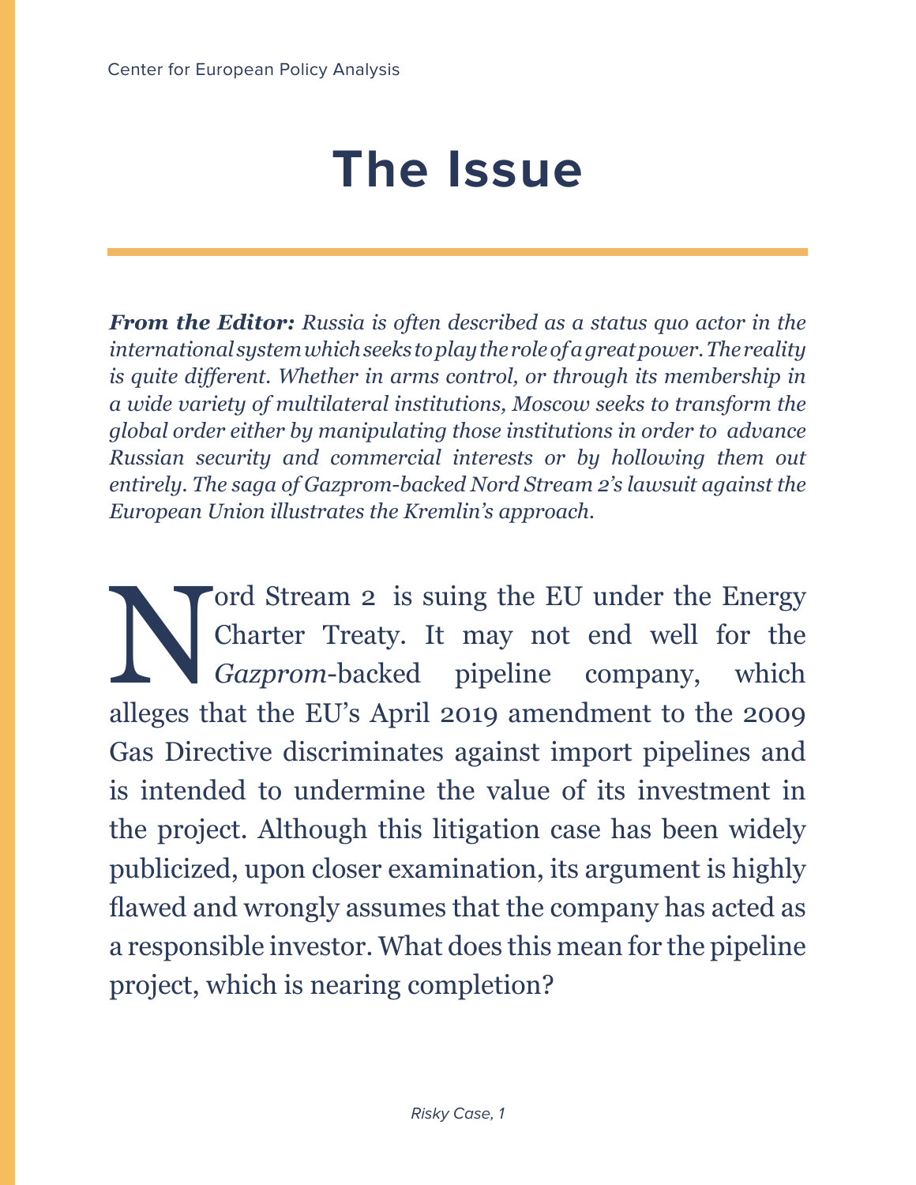# The Issue

***From the Editor:*** *Russia is often described as a status quo actor in the international system which seeks to play the role of a great power. The reality is quite different. Whether in arms control, or through its membership in a wide variety of multilateral institutions, Moscow seeks to transform the global order either by manipulating those institutions in order to advance Russian security and commercial interests or by hollowing them out entirely. The saga of Gazprom-backed Nord Stream 2's lawsuit against the European Union illustrates the Kremlin's approach.*

Nord Stream 2 is suing the EU under the Energy Charter Treaty. It may not end well for the *Gazprom*-backed pipeline company, which alleges that the EU's April 2019 amendment to the 2009 Gas Directive discriminates against import pipelines and is intended to undermine the value of its investment in the project. Although this litigation case has been widely publicized, upon closer examination, its argument is highly flawed and wrongly assumes that the company has acted as a responsible investor. What does this mean for the pipeline project, which is nearing completion?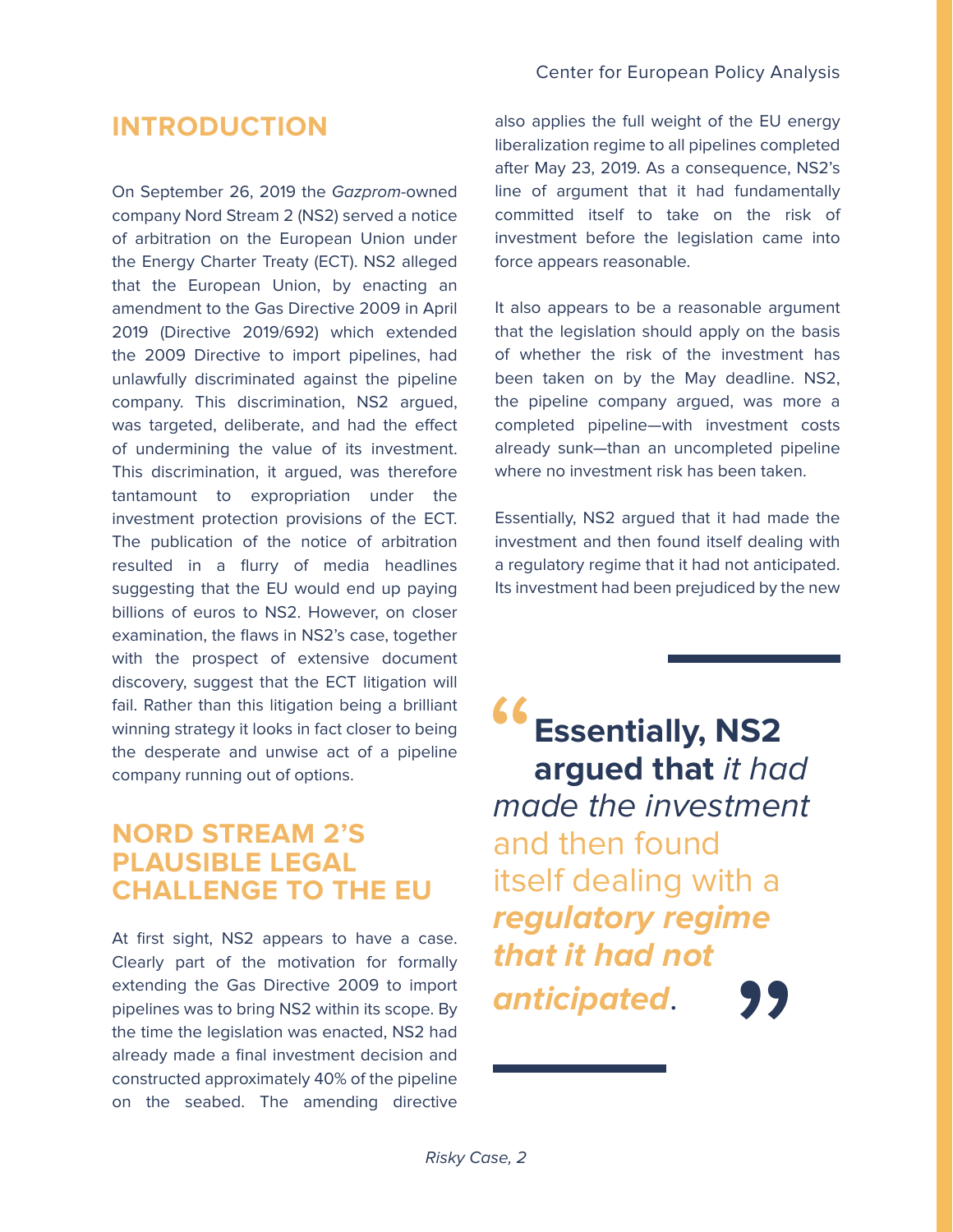## INTRODUCTION

On September 26, 2019 the *Gazprom*-owned company Nord Stream 2 (NS2) served a notice of arbitration on the European Union under the Energy Charter Treaty (ECT). NS2 alleged that the European Union, by enacting an amendment to the Gas Directive 2009 in April 2019 (Directive 2019/692) which extended the 2009 Directive to import pipelines, had unlawfully discriminated against the pipeline company. This discrimination, NS2 argued, was targeted, deliberate, and had the effect of undermining the value of its investment. This discrimination, it argued, was therefore tantamount to expropriation under the investment protection provisions of the ECT. The publication of the notice of arbitration resulted in a flurry of media headlines suggesting that the EU would end up paying billions of euros to NS2. However, on closer examination, the flaws in NS2's case, together with the prospect of extensive document discovery, suggest that the ECT litigation will fail. Rather than this litigation being a brilliant winning strategy it looks in fact closer to being the desperate and unwise act of a pipeline company running out of options.

## NORD STREAM 2'S PLAUSIBLE LEGAL CHALLENGE TO THE EU

At first sight, NS2 appears to have a case. Clearly part of the motivation for formally extending the Gas Directive 2009 to import pipelines was to bring NS2 within its scope. By the time the legislation was enacted, NS2 had already made a final investment decision and constructed approximately 40% of the pipeline on the seabed. The amending directive also applies the full weight of the EU energy liberalization regime to all pipelines completed after May 23, 2019. As a consequence, NS2's line of argument that it had fundamentally committed itself to take on the risk of investment before the legislation came into force appears reasonable.

It also appears to be a reasonable argument that the legislation should apply on the basis of whether the risk of the investment has been taken on by the May deadline. NS2, the pipeline company argued, was more a completed pipeline—with investment costs already sunk—than an uncompleted pipeline where no investment risk has been taken.

Essentially, NS2 argued that it had made the investment and then found itself dealing with a regulatory regime that it had not anticipated. Its investment had been prejudiced by the new

> "**Essentially, NS2 argued that** *it had made the investment* and then found itself dealing with a ***regulatory regime that it had not anticipated***."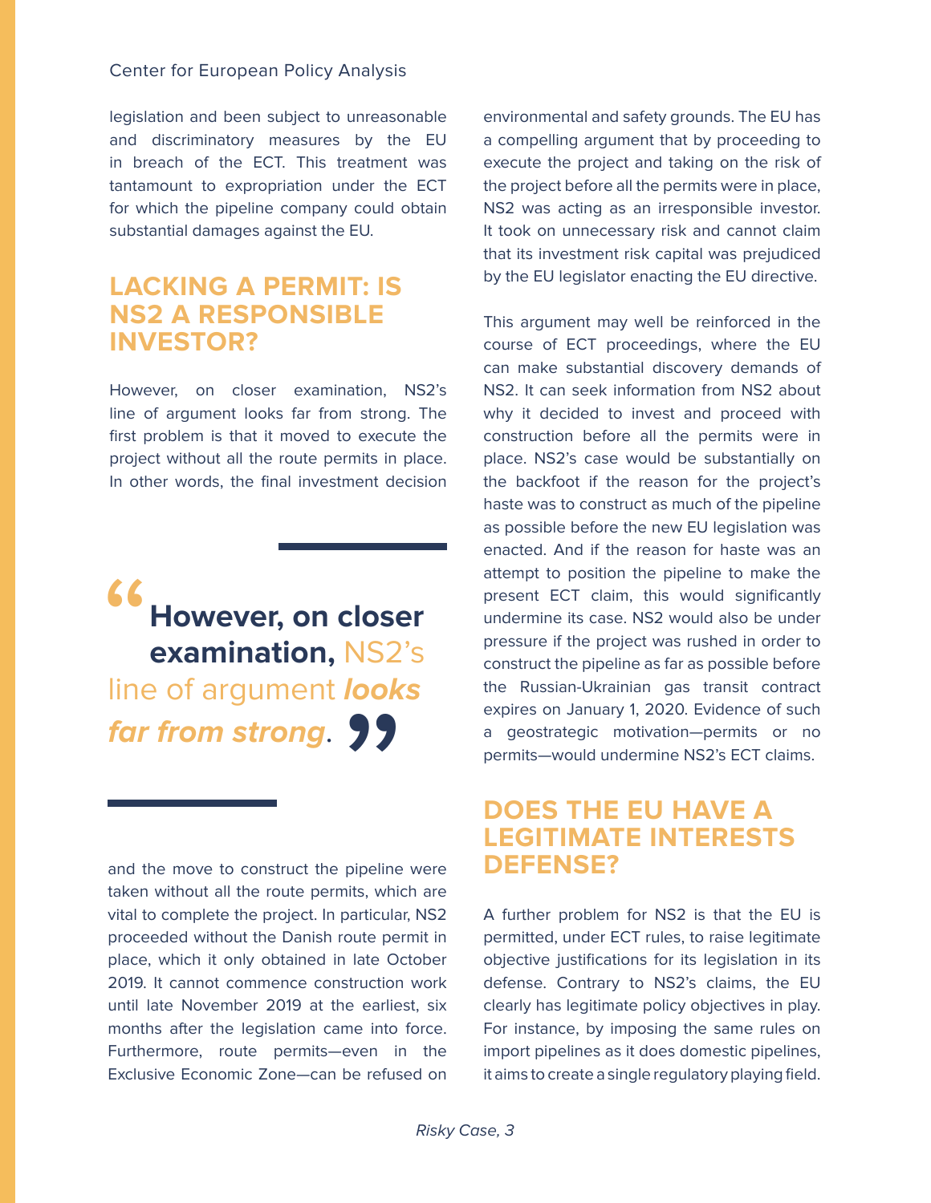legislation and been subject to unreasonable and discriminatory measures by the EU in breach of the ECT. This treatment was tantamount to expropriation under the ECT for which the pipeline company could obtain substantial damages against the EU.

## LACKING A PERMIT: IS NS2 A RESPONSIBLE INVESTOR?

However, on closer examination, NS2's line of argument looks far from strong. The first problem is that it moved to execute the project without all the route permits in place. In other words, the final investment decision and the move to construct the pipeline were taken without all the route permits, which are vital to complete the project. In particular, NS2 proceeded without the Danish route permit in place, which it only obtained in late October 2019. It cannot commence construction work until late November 2019 at the earliest, six months after the legislation came into force. Furthermore, route permits—even in the Exclusive Economic Zone—can be refused on environmental and safety grounds. The EU has a compelling argument that by proceeding to execute the project and taking on the risk of the project before all the permits were in place, NS2 was acting as an irresponsible investor. It took on unnecessary risk and cannot claim that its investment risk capital was prejudiced by the EU legislator enacting the EU directive.

> “**However, on closer examination,** NS2's line of argument ***looks far from strong***.”

This argument may well be reinforced in the course of ECT proceedings, where the EU can make substantial discovery demands of NS2. It can seek information from NS2 about why it decided to invest and proceed with construction before all the permits were in place. NS2's case would be substantially on the backfoot if the reason for the project's haste was to construct as much of the pipeline as possible before the new EU legislation was enacted. And if the reason for haste was an attempt to position the pipeline to make the present ECT claim, this would significantly undermine its case. NS2 would also be under pressure if the project was rushed in order to construct the pipeline as far as possible before the Russian-Ukrainian gas transit contract expires on January 1, 2020. Evidence of such a geostrategic motivation—permits or no permits—would undermine NS2's ECT claims.

## DOES THE EU HAVE A LEGITIMATE INTERESTS DEFENSE?

A further problem for NS2 is that the EU is permitted, under ECT rules, to raise legitimate objective justifications for its legislation in its defense. Contrary to NS2's claims, the EU clearly has legitimate policy objectives in play. For instance, by imposing the same rules on import pipelines as it does domestic pipelines, it aims to create a single regulatory playing field.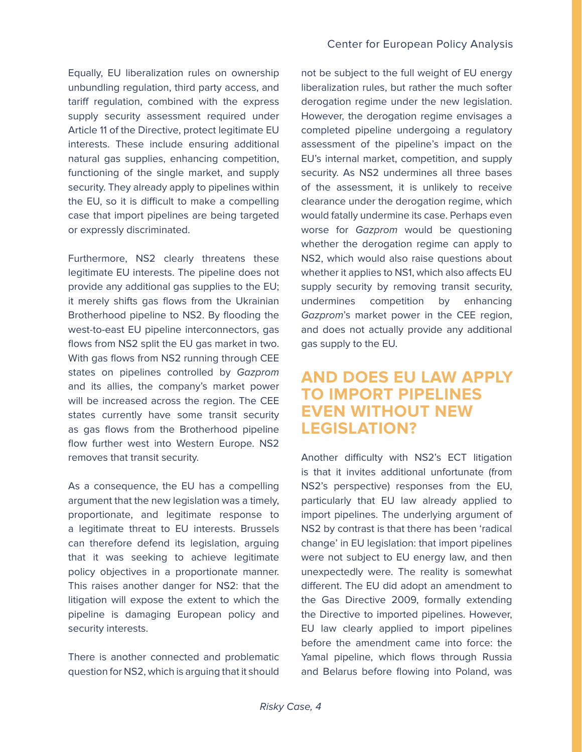Equally, EU liberalization rules on ownership unbundling regulation, third party access, and tariff regulation, combined with the express supply security assessment required under Article 11 of the Directive, protect legitimate EU interests. These include ensuring additional natural gas supplies, enhancing competition, functioning of the single market, and supply security. They already apply to pipelines within the EU, so it is difficult to make a compelling case that import pipelines are being targeted or expressly discriminated.

Furthermore, NS2 clearly threatens these legitimate EU interests. The pipeline does not provide any additional gas supplies to the EU; it merely shifts gas flows from the Ukrainian Brotherhood pipeline to NS2. By flooding the west-to-east EU pipeline interconnectors, gas flows from NS2 split the EU gas market in two. With gas flows from NS2 running through CEE states on pipelines controlled by *Gazprom* and its allies, the company's market power will be increased across the region. The CEE states currently have some transit security as gas flows from the Brotherhood pipeline flow further west into Western Europe. NS2 removes that transit security.

As a consequence, the EU has a compelling argument that the new legislation was a timely, proportionate, and legitimate response to a legitimate threat to EU interests. Brussels can therefore defend its legislation, arguing that it was seeking to achieve legitimate policy objectives in a proportionate manner. This raises another danger for NS2: that the litigation will expose the extent to which the pipeline is damaging European policy and security interests.

There is another connected and problematic question for NS2, which is arguing that it should not be subject to the full weight of EU energy liberalization rules, but rather the much softer derogation regime under the new legislation. However, the derogation regime envisages a completed pipeline undergoing a regulatory assessment of the pipeline's impact on the EU's internal market, competition, and supply security. As NS2 undermines all three bases of the assessment, it is unlikely to receive clearance under the derogation regime, which would fatally undermine its case. Perhaps even worse for *Gazprom* would be questioning whether the derogation regime can apply to NS2, which would also raise questions about whether it applies to NS1, which also affects EU supply security by removing transit security, undermines competition by enhancing *Gazprom*'s market power in the CEE region, and does not actually provide any additional gas supply to the EU.

## AND DOES EU LAW APPLY TO IMPORT PIPELINES EVEN WITHOUT NEW LEGISLATION?

Another difficulty with NS2's ECT litigation is that it invites additional unfortunate (from NS2's perspective) responses from the EU, particularly that EU law already applied to import pipelines. The underlying argument of NS2 by contrast is that there has been 'radical change' in EU legislation: that import pipelines were not subject to EU energy law, and then unexpectedly were. The reality is somewhat different. The EU did adopt an amendment to the Gas Directive 2009, formally extending the Directive to imported pipelines. However, EU law clearly applied to import pipelines before the amendment came into force: the Yamal pipeline, which flows through Russia and Belarus before flowing into Poland, was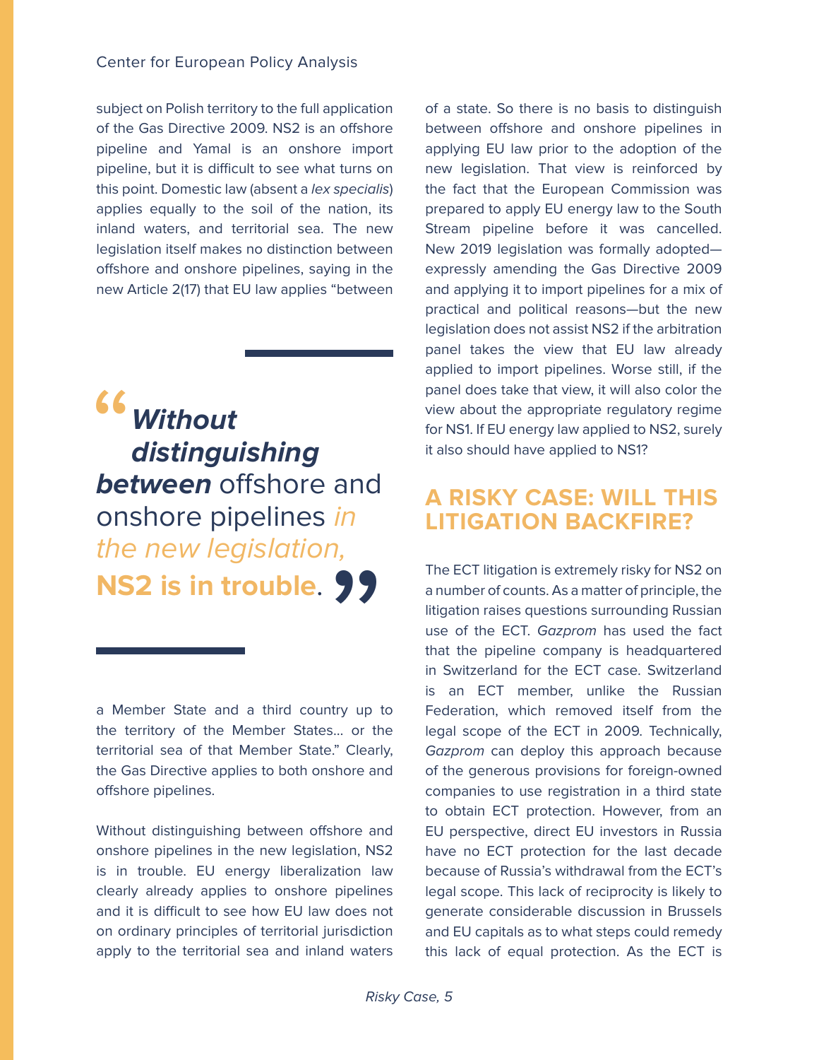subject on Polish territory to the full application of the Gas Directive 2009. NS2 is an offshore pipeline and Yamal is an onshore import pipeline, but it is difficult to see what turns on this point. Domestic law (absent a *lex specialis*) applies equally to the soil of the nation, its inland waters, and territorial sea. The new legislation itself makes no distinction between offshore and onshore pipelines, saying in the new Article 2(17) that EU law applies "between a Member State and a third country up to the territory of the Member States… or the territorial sea of that Member State." Clearly, the Gas Directive applies to both onshore and offshore pipelines.

> ***Without distinguishing between*** offshore and onshore pipelines *in the new legislation,* **NS2 is in trouble**.

Without distinguishing between offshore and onshore pipelines in the new legislation, NS2 is in trouble. EU energy liberalization law clearly already applies to onshore pipelines and it is difficult to see how EU law does not on ordinary principles of territorial jurisdiction apply to the territorial sea and inland waters of a state. So there is no basis to distinguish between offshore and onshore pipelines in applying EU law prior to the adoption of the new legislation. That view is reinforced by the fact that the European Commission was prepared to apply EU energy law to the South Stream pipeline before it was cancelled. New 2019 legislation was formally adopted—expressly amending the Gas Directive 2009 and applying it to import pipelines for a mix of practical and political reasons—but the new legislation does not assist NS2 if the arbitration panel takes the view that EU law already applied to import pipelines. Worse still, if the panel does take that view, it will also color the view about the appropriate regulatory regime for NS1. If EU energy law applied to NS2, surely it also should have applied to NS1?

## A RISKY CASE: WILL THIS LITIGATION BACKFIRE?

The ECT litigation is extremely risky for NS2 on a number of counts. As a matter of principle, the litigation raises questions surrounding Russian use of the ECT. *Gazprom* has used the fact that the pipeline company is headquartered in Switzerland for the ECT case. Switzerland is an ECT member, unlike the Russian Federation, which removed itself from the legal scope of the ECT in 2009. Technically, *Gazprom* can deploy this approach because of the generous provisions for foreign-owned companies to use registration in a third state to obtain ECT protection. However, from an EU perspective, direct EU investors in Russia have no ECT protection for the last decade because of Russia's withdrawal from the ECT's legal scope. This lack of reciprocity is likely to generate considerable discussion in Brussels and EU capitals as to what steps could remedy this lack of equal protection. As the ECT is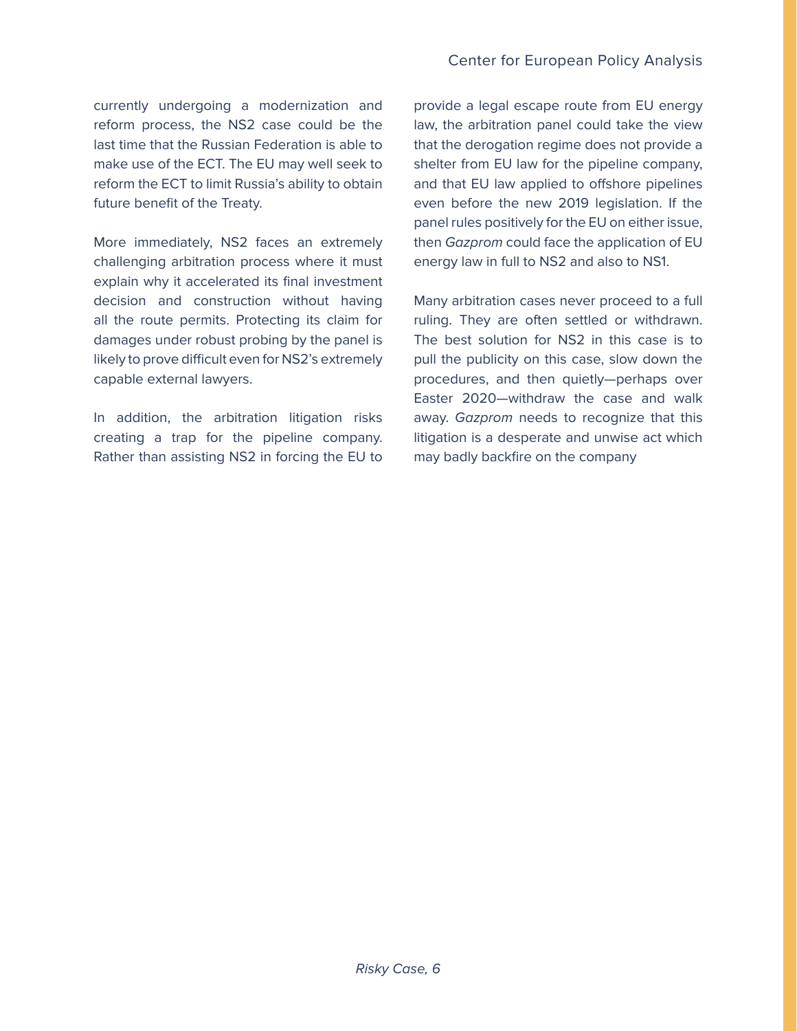currently undergoing a modernization and reform process, the NS2 case could be the last time that the Russian Federation is able to make use of the ECT. The EU may well seek to reform the ECT to limit Russia's ability to obtain future benefit of the Treaty.

More immediately, NS2 faces an extremely challenging arbitration process where it must explain why it accelerated its final investment decision and construction without having all the route permits. Protecting its claim for damages under robust probing by the panel is likely to prove difficult even for NS2's extremely capable external lawyers.

In addition, the arbitration litigation risks creating a trap for the pipeline company. Rather than assisting NS2 in forcing the EU to provide a legal escape route from EU energy law, the arbitration panel could take the view that the derogation regime does not provide a shelter from EU law for the pipeline company, and that EU law applied to offshore pipelines even before the new 2019 legislation. If the panel rules positively for the EU on either issue, then *Gazprom* could face the application of EU energy law in full to NS2 and also to NS1.

Many arbitration cases never proceed to a full ruling. They are often settled or withdrawn. The best solution for NS2 in this case is to pull the publicity on this case, slow down the procedures, and then quietly—perhaps over Easter 2020—withdraw the case and walk away. *Gazprom* needs to recognize that this litigation is a desperate and unwise act which may badly backfire on the company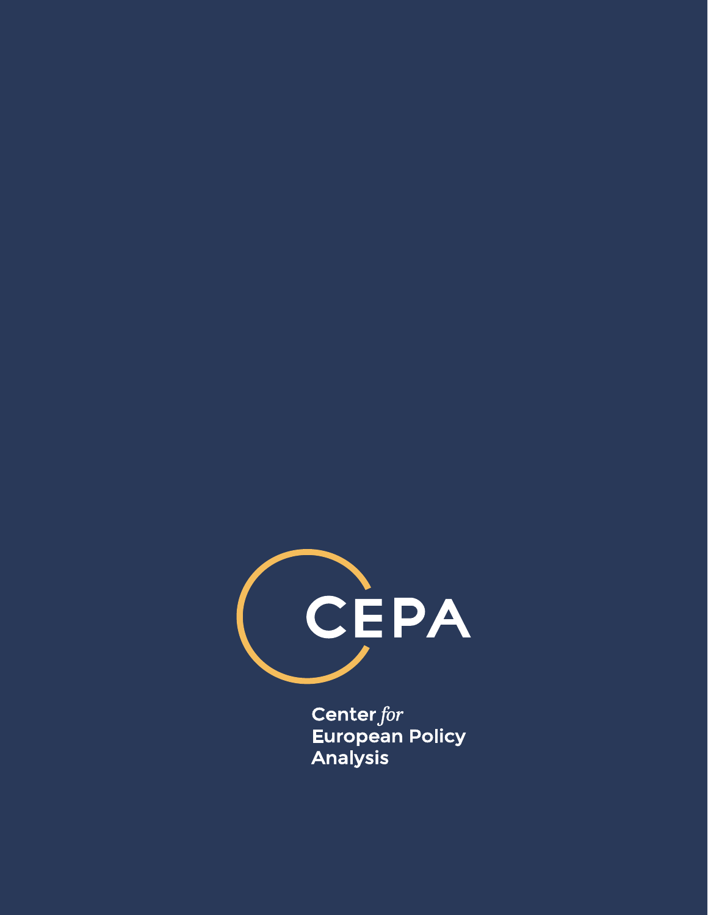CEPA

Center *for*
European Policy
Analysis